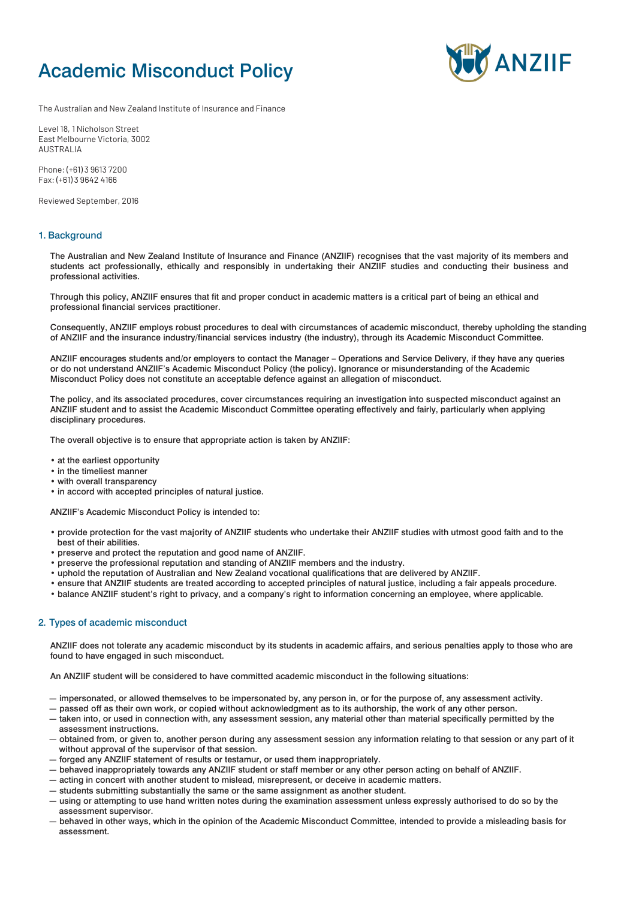# Academic Misconduct Policy

The Australian and New Zealand Institute of Insurance and Finance

Level 18, 1 Nicholson Street
East Melbourne Victoria, 3002
AUSTRALIA

Phone: (+61) 3 9613 7200
Fax: (+61) 3 9642 4166

Reviewed September, 2016

## 1. Background

The Australian and New Zealand Institute of Insurance and Finance (ANZIIF) recognises that the vast majority of its members and students act professionally, ethically and responsibly in undertaking their ANZIIF studies and conducting their business and professional activities.

Through this policy, ANZIIF ensures that fit and proper conduct in academic matters is a critical part of being an ethical and professional financial services practitioner.

Consequently, ANZIIF employs robust procedures to deal with circumstances of academic misconduct, thereby upholding the standing of ANZIIF and the insurance industry/financial services industry (the industry), through its Academic Misconduct Committee.

ANZIIF encourages students and/or employers to contact the Manager – Operations and Service Delivery, if they have any queries or do not understand ANZIIF's Academic Misconduct Policy (the policy). Ignorance or misunderstanding of the Academic Misconduct Policy does not constitute an acceptable defence against an allegation of misconduct.

The policy, and its associated procedures, cover circumstances requiring an investigation into suspected misconduct against an ANZIIF student and to assist the Academic Misconduct Committee operating effectively and fairly, particularly when applying disciplinary procedures.

The overall objective is to ensure that appropriate action is taken by ANZIIF:

- at the earliest opportunity
- in the timeliest manner
- with overall transparency
- in accord with accepted principles of natural justice.

ANZIIF's Academic Misconduct Policy is intended to:

- provide protection for the vast majority of ANZIIF students who undertake their ANZIIF studies with utmost good faith and to the best of their abilities.
- preserve and protect the reputation and good name of ANZIIF.
- preserve the professional reputation and standing of ANZIIF members and the industry.
- uphold the reputation of Australian and New Zealand vocational qualifications that are delivered by ANZIIF.
- ensure that ANZIIF students are treated according to accepted principles of natural justice, including a fair appeals procedure.
- balance ANZIIF student's right to privacy, and a company's right to information concerning an employee, where applicable.

## 2. Types of academic misconduct

ANZIIF does not tolerate any academic misconduct by its students in academic affairs, and serious penalties apply to those who are found to have engaged in such misconduct.

An ANZIIF student will be considered to have committed academic misconduct in the following situations:

- impersonated, or allowed themselves to be impersonated by, any person in, or for the purpose of, any assessment activity.
- passed off as their own work, or copied without acknowledgment as to its authorship, the work of any other person.
- taken into, or used in connection with, any assessment session, any material other than material specifically permitted by the assessment instructions.
- obtained from, or given to, another person during any assessment session any information relating to that session or any part of it without approval of the supervisor of that session.
- forged any ANZIIF statement of results or testamur, or used them inappropriately.
- behaved inappropriately towards any ANZIIF student or staff member or any other person acting on behalf of ANZIIF.
- acting in concert with another student to mislead, misrepresent, or deceive in academic matters.
- students submitting substantially the same or the same assignment as another student.
- using or attempting to use hand written notes during the examination assessment unless expressly authorised to do so by the assessment supervisor.
- behaved in other ways, which in the opinion of the Academic Misconduct Committee, intended to provide a misleading basis for assessment.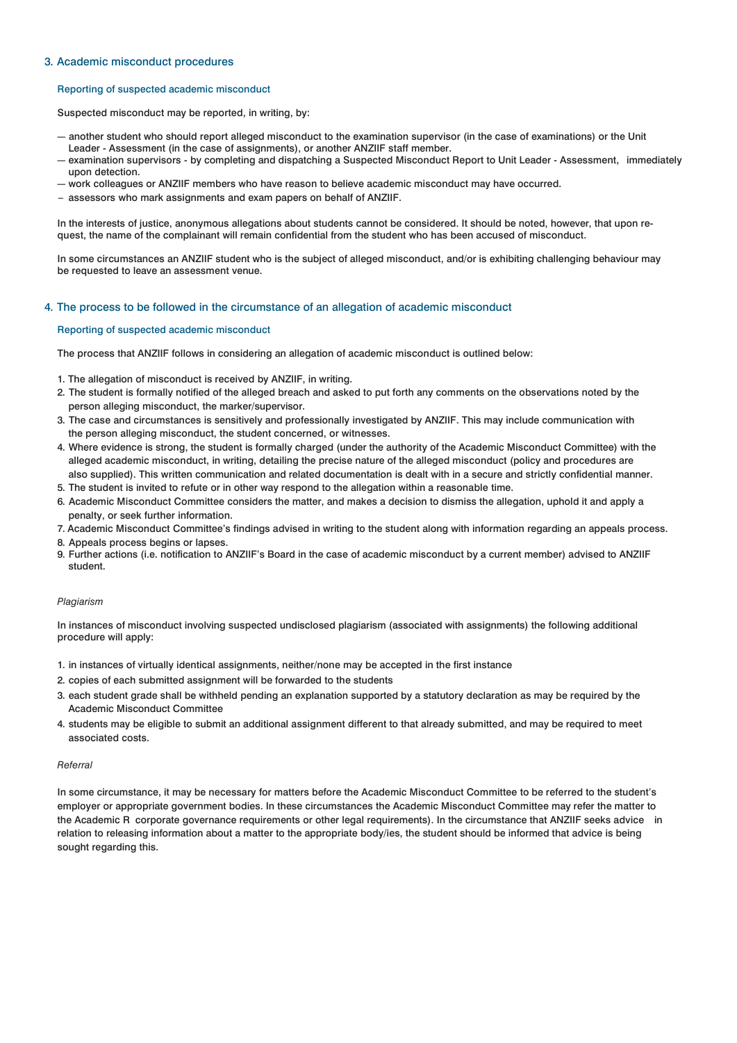## 3. Academic misconduct procedures

### Reporting of suspected academic misconduct

Suspected misconduct may be reported, in writing, by:

- another student who should report alleged misconduct to the examination supervisor (in the case of examinations) or the Unit Leader - Assessment (in the case of assignments), or another ANZIIF staff member.
- examination supervisors - by completing and dispatching a Suspected Misconduct Report to Unit Leader - Assessment, immediately upon detection.
- work colleagues or ANZIIF members who have reason to believe academic misconduct may have occurred.
- assessors who mark assignments and exam papers on behalf of ANZIIF.

In the interests of justice, anonymous allegations about students cannot be considered. It should be noted, however, that upon request, the name of the complainant will remain confidential from the student who has been accused of misconduct.

In some circumstances an ANZIIF student who is the subject of alleged misconduct, and/or is exhibiting challenging behaviour may be requested to leave an assessment venue.

## 4. The process to be followed in the circumstance of an allegation of academic misconduct

### Reporting of suspected academic misconduct

The process that ANZIIF follows in considering an allegation of academic misconduct is outlined below:

1. The allegation of misconduct is received by ANZIIF, in writing.
2. The student is formally notified of the alleged breach and asked to put forth any comments on the observations noted by the person alleging misconduct, the marker/supervisor.
3. The case and circumstances is sensitively and professionally investigated by ANZIIF. This may include communication with the person alleging misconduct, the student concerned, or witnesses.
4. Where evidence is strong, the student is formally charged (under the authority of the Academic Misconduct Committee) with the alleged academic misconduct, in writing, detailing the precise nature of the alleged misconduct (policy and procedures are also supplied). This written communication and related documentation is dealt with in a secure and strictly confidential manner.
5. The student is invited to refute or in other way respond to the allegation within a reasonable time.
6. Academic Misconduct Committee considers the matter, and makes a decision to dismiss the allegation, uphold it and apply a penalty, or seek further information.
7. Academic Misconduct Committee's findings advised in writing to the student along with information regarding an appeals process.
8. Appeals process begins or lapses.
9. Further actions (i.e. notification to ANZIIF's Board in the case of academic misconduct by a current member) advised to ANZIIF student.

*Plagiarism*

In instances of misconduct involving suspected undisclosed plagiarism (associated with assignments) the following additional procedure will apply:

1. in instances of virtually identical assignments, neither/none may be accepted in the first instance
2. copies of each submitted assignment will be forwarded to the students
3. each student grade shall be withheld pending an explanation supported by a statutory declaration as may be required by the Academic Misconduct Committee
4. students may be eligible to submit an additional assignment different to that already submitted, and may be required to meet associated costs.

*Referral*

In some circumstance, it may be necessary for matters before the Academic Misconduct Committee to be referred to the student's employer or appropriate government bodies. In these circumstances the Academic Misconduct Committee may refer the matter to the Academic R corporate governance requirements or other legal requirements). In the circumstance that ANZIIF seeks advice in relation to releasing information about a matter to the appropriate body/ies, the student should be informed that advice is being sought regarding this.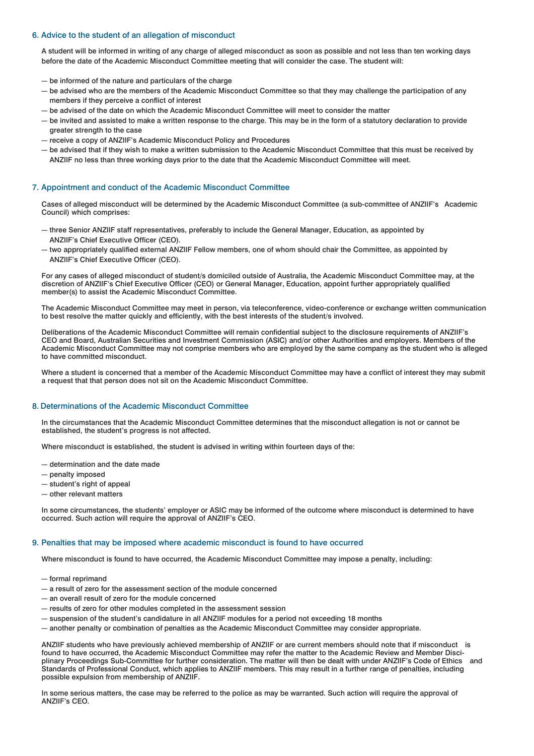## 6. Advice to the student of an allegation of misconduct

A student will be informed in writing of any charge of alleged misconduct as soon as possible and not less than ten working days before the date of the Academic Misconduct Committee meeting that will consider the case. The student will:

- be informed of the nature and particulars of the charge
- be advised who are the members of the Academic Misconduct Committee so that they may challenge the participation of any members if they perceive a conflict of interest
- be advised of the date on which the Academic Misconduct Committee will meet to consider the matter
- be invited and assisted to make a written response to the charge. This may be in the form of a statutory declaration to provide greater strength to the case
- receive a copy of ANZIIF's Academic Misconduct Policy and Procedures
- be advised that if they wish to make a written submission to the Academic Misconduct Committee that this must be received by ANZIIF no less than three working days prior to the date that the Academic Misconduct Committee will meet.

## 7. Appointment and conduct of the Academic Misconduct Committee

Cases of alleged misconduct will be determined by the Academic Misconduct Committee (a sub-committee of ANZIIF's Academic Council) which comprises:

- three Senior ANZIIF staff representatives, preferably to include the General Manager, Education, as appointed by ANZIIF's Chief Executive Officer (CEO).
- two appropriately qualified external ANZIIF Fellow members, one of whom should chair the Committee, as appointed by ANZIIF's Chief Executive Officer (CEO).

For any cases of alleged misconduct of student/s domiciled outside of Australia, the Academic Misconduct Committee may, at the discretion of ANZIIF's Chief Executive Officer (CEO) or General Manager, Education, appoint further appropriately qualified member(s) to assist the Academic Misconduct Committee.

The Academic Misconduct Committee may meet in person, via teleconference, video-conference or exchange written communication to best resolve the matter quickly and efficiently, with the best interests of the student/s involved.

Deliberations of the Academic Misconduct Committee will remain confidential subject to the disclosure requirements of ANZIIF's CEO and Board, Australian Securities and Investment Commission (ASIC) and/or other Authorities and employers. Members of the Academic Misconduct Committee may not comprise members who are employed by the same company as the student who is alleged to have committed misconduct.

Where a student is concerned that a member of the Academic Misconduct Committee may have a conflict of interest they may submit a request that that person does not sit on the Academic Misconduct Committee.

## 8. Determinations of the Academic Misconduct Committee

In the circumstances that the Academic Misconduct Committee determines that the misconduct allegation is not or cannot be established, the student's progress is not affected.

Where misconduct is established, the student is advised in writing within fourteen days of the:

- determination and the date made
- penalty imposed
- student's right of appeal
- other relevant matters

In some circumstances, the students' employer or ASIC may be informed of the outcome where misconduct is determined to have occurred. Such action will require the approval of ANZIIF's CEO.

## 9. Penalties that may be imposed where academic misconduct is found to have occurred

Where misconduct is found to have occurred, the Academic Misconduct Committee may impose a penalty, including:

- formal reprimand
- a result of zero for the assessment section of the module concerned
- an overall result of zero for the module concerned
- results of zero for other modules completed in the assessment session
- suspension of the student's candidature in all ANZIIF modules for a period not exceeding 18 months
- another penalty or combination of penalties as the Academic Misconduct Committee may consider appropriate.

ANZIIF students who have previously achieved membership of ANZIIF or are current members should note that if misconduct is found to have occurred, the Academic Misconduct Committee may refer the matter to the Academic Review and Member Disciplinary Proceedings Sub-Committee for further consideration. The matter will then be dealt with under ANZIIF's Code of Ethics and Standards of Professional Conduct, which applies to ANZIIF members. This may result in a further range of penalties, including possible expulsion from membership of ANZIIF.

In some serious matters, the case may be referred to the police as may be warranted. Such action will require the approval of ANZIIF's CEO.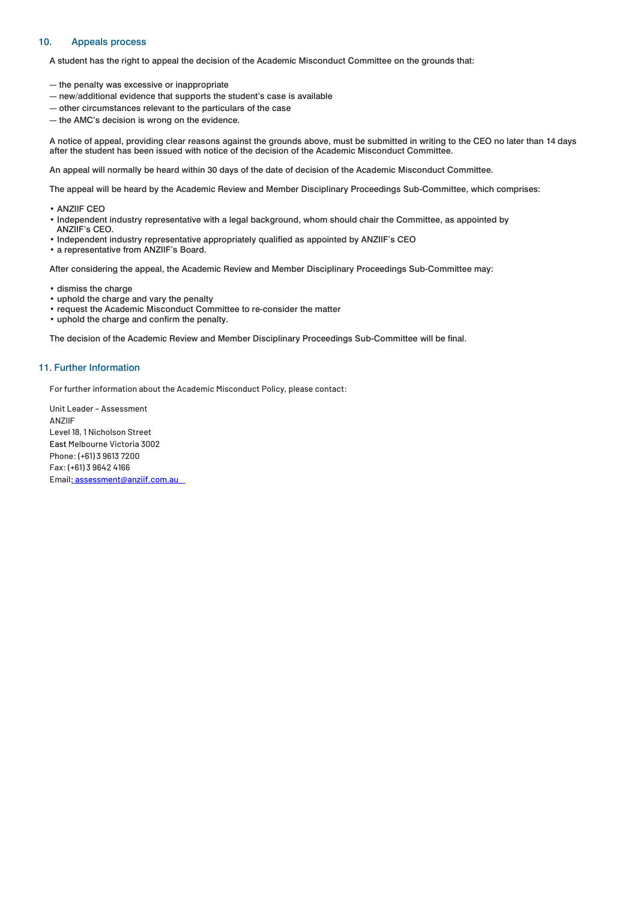## 10. Appeals process

A student has the right to appeal the decision of the Academic Misconduct Committee on the grounds that:

— the penalty was excessive or inappropriate
— new/additional evidence that supports the student's case is available
— other circumstances relevant to the particulars of the case
— the AMC's decision is wrong on the evidence.

A notice of appeal, providing clear reasons against the grounds above, must be submitted in writing to the CEO no later than 14 days after the student has been issued with notice of the decision of the Academic Misconduct Committee.

An appeal will normally be heard within 30 days of the date of decision of the Academic Misconduct Committee.

The appeal will be heard by the Academic Review and Member Disciplinary Proceedings Sub-Committee, which comprises:

- ANZIIF CEO
- Independent industry representative with a legal background, whom should chair the Committee, as appointed by ANZIIF's CEO.
- Independent industry representative appropriately qualified as appointed by ANZIIF's CEO
- a representative from ANZIIF's Board.

After considering the appeal, the Academic Review and Member Disciplinary Proceedings Sub-Committee may:

- dismiss the charge
- uphold the charge and vary the penalty
- request the Academic Misconduct Committee to re-consider the matter
- uphold the charge and confirm the penalty.

The decision of the Academic Review and Member Disciplinary Proceedings Sub-Committee will be final.

## 11. Further Information

For further information about the Academic Misconduct Policy, please contact:

Unit Leader – Assessment
ANZIIF
Level 18, 1 Nicholson Street
East Melbourne Victoria 3002
Phone: (+61) 3 9613 7200
Fax: (+61) 3 9642 4166
Email: assessment@anziif.com.au